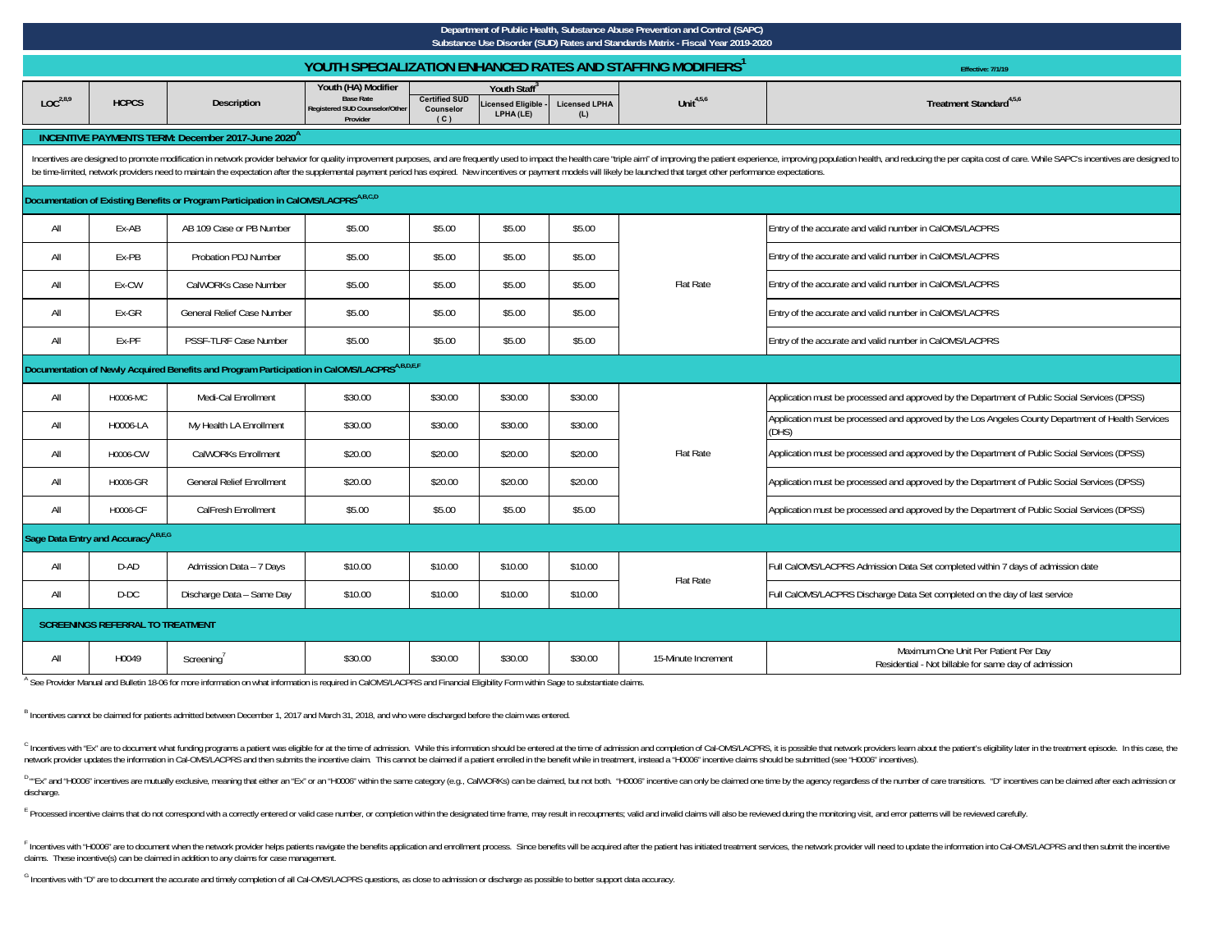**Department of Public Health, Substance Abuse Prevention and Control (SAPC)**
**Substance Use Disorder (SUD) Rates and Standards Matrix - Fiscal Year 2019-2020**

## YOUTH SPECIALIZATION ENHANCED RATES AND STAFFING MODIFIERS[1]

Effective: 7/1/19

| LOC[2,8,9] | HCPCS | Description | Youth (HA) Modifier<br>Base Rate<br>Registered SUD Counselor/Other Provider | Youth Staff[3]<br>Certified SUD Counselor<br>(C) | Licensed Eligible - LPHA (LE) | Licensed LPHA<br>(L) | Unit[4,5,6] | Treatment Standard[4,5,6] |
|---|---|---|---|---|---|---|---|---|
| **INCENTIVE PAYMENTS TERM: December 2017-June 2020[A]** | | | | | | | | |
| Incentives are designed to promote modification in network provider behavior for quality improvement purposes, and are frequently used to impact the health care "triple aim" of improving the patient experience, improving population health, and reducing the per capita cost of care. While SAPC's incentives are designed to be time-limited, network providers need to maintain the expectation after the supplemental payment period has expired. New incentives or payment models will likely be launched that target other performance expectations. | | | | | | | | |
| **Documentation of Existing Benefits or Program Participation in CalOMS/LACPRS[A,B,C,D]** | | | | | | | | |
| All | Ex-AB | AB 109 Case or PB Number | $5.00 | $5.00 | $5.00 | $5.00 | Flat Rate | Entry of the accurate and valid number in CalOMS/LACPRS |
| All | Ex-PB | Probation PDJ Number | $5.00 | $5.00 | $5.00 | $5.00 | | Entry of the accurate and valid number in CalOMS/LACPRS |
| All | Ex-CW | CalWORKs Case Number | $5.00 | $5.00 | $5.00 | $5.00 | | Entry of the accurate and valid number in CalOMS/LACPRS |
| All | Ex-GR | General Relief Case Number | $5.00 | $5.00 | $5.00 | $5.00 | | Entry of the accurate and valid number in CalOMS/LACPRS |
| All | Ex-PF | PSSF-TLRF Case Number | $5.00 | $5.00 | $5.00 | $5.00 | | Entry of the accurate and valid number in CalOMS/LACPRS |
| **Documentation of Newly Acquired Benefits and Program Participation in CalOMS/LACPRS[A,B,D,E,F]** | | | | | | | | |
| All | H0006-MC | Medi-Cal Enrollment | $30.00 | $30.00 | $30.00 | $30.00 | Flat Rate | Application must be processed and approved by the Department of Public Social Services (DPSS) |
| All | H0006-LA | My Health LA Enrollment | $30.00 | $30.00 | $30.00 | $30.00 | | Application must be processed and approved by the Los Angeles County Department of Health Services (DHS) |
| All | H0006-CW | CalWORKs Enrollment | $20.00 | $20.00 | $20.00 | $20.00 | | Application must be processed and approved by the Department of Public Social Services (DPSS) |
| All | H0006-GR | General Relief Enrollment | $20.00 | $20.00 | $20.00 | $20.00 | | Application must be processed and approved by the Department of Public Social Services (DPSS) |
| All | H0006-CF | CalFresh Enrollment | $5.00 | $5.00 | $5.00 | $5.00 | | Application must be processed and approved by the Department of Public Social Services (DPSS) |
| **Sage Data Entry and Accuracy[A,B,E,G]** | | | | | | | | |
| All | D-AD | Admission Data – 7 Days | $10.00 | $10.00 | $10.00 | $10.00 | Flat Rate | Full CalOMS/LACPRS Admission Data Set completed within 7 days of admission date |
| All | D-DC | Discharge Data – Same Day | $10.00 | $10.00 | $10.00 | $10.00 | | Full CalOMS/LACPRS Discharge Data Set completed on the day of last service |
| **SCREENINGS REFERRAL TO TREATMENT** | | | | | | | | |
| All | H0049 | Screening[7] | $30.00 | $30.00 | $30.00 | $30.00 | 15-Minute Increment | Maximum One Unit Per Patient Per Day<br>Residential - Not billable for same day of admission |

[A] See Provider Manual and Bulletin 18-06 for more information on what information is required in CalOMS/LACPRS and Financial Eligibility Form within Sage to substantiate claims.

[B] Incentives cannot be claimed for patients admitted between December 1, 2017 and March 31, 2018, and who were discharged before the claim was entered.

[C] Incentives with "Ex" are to document what funding programs a patient was eligible for at the time of admission. While this information should be entered at the time of admission and completion of Cal-OMS/LACPRS, it is possible that network providers learn about the patient's eligibility later in the treatment episode. In this case, the network provider updates the information in Cal-OMS/LACPRS and then submits the incentive claim. This cannot be claimed if a patient enrolled in the benefit while in treatment, instead a "H0006" incentive claims should be submitted (see "H0006" incentives).

[D] "Ex" and "H0006" incentives are mutually exclusive, meaning that either an "Ex" or an "H0006" within the same category (e.g., CalWORKs) can be claimed, but not both. "H0006" incentive can only be claimed one time by the agency regardless of the number of care transitions. "D" incentives can be claimed after each admission or discharge.

[E] Processed incentive claims that do not correspond with a correctly entered or valid case number, or completion within the designated time frame, may result in recoupments; valid and invalid claims will also be reviewed during the monitoring visit, and error patterns will be reviewed carefully.

[F] Incentives with "H0006" are to document when the network provider helps patients navigate the benefits application and enrollment process. Since benefits will be acquired after the patient has initiated treatment services, the network provider will need to update the information into Cal-OMS/LACPRS and then submit the incentive claims. These incentive(s) can be claimed in addition to any claims for case management.

[G] Incentives with "D" are to document the accurate and timely completion of all Cal-OMS/LACPRS questions, as close to admission or discharge as possible to better support data accuracy.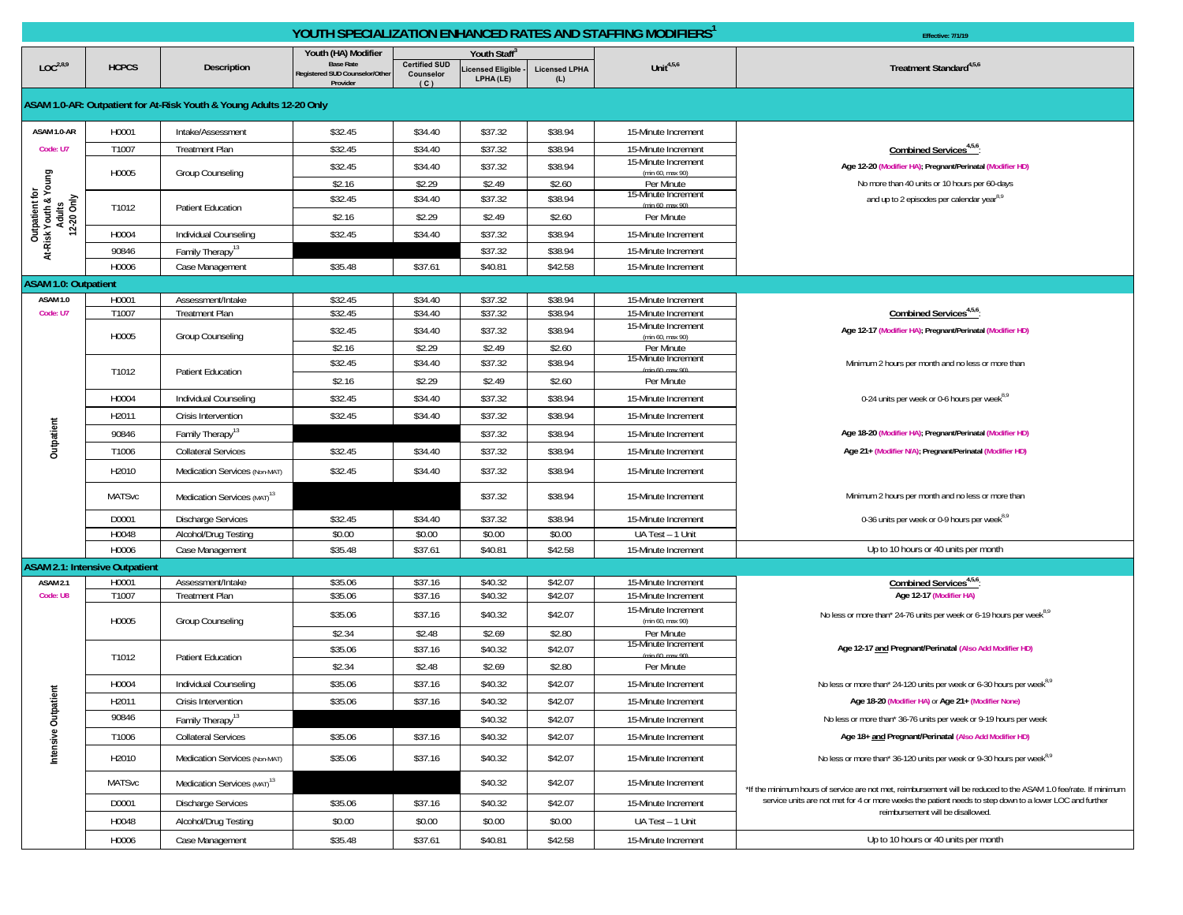# YOUTH SPECIALIZATION ENHANCED RATES AND STAFFING MODIFIERS[1]

Effective: 7/1/19

| LOC[2,8,9] | HCPCS | Description | Youth (HA) Modifier Base Rate Registered SUD Counselor/Other Provider | Youth Staff[3] Certified SUD Counselor (C) | Licensed Eligible - LPHA (LE) | Licensed LPHA (L) | Unit[4,5,6] | Treatment Standard[4,5,6] |
|---|---|---|---|---|---|---|---|---|
| **ASAM 1.0-AR: Outpatient for At-Risk Youth & Young Adults 12-20 Only** | | | | | | | | |
| ASAM 1.0-AR | H0001 | Intake/Assessment | $32.45 | $34.40 | $37.32 | $38.94 | 15-Minute Increment | |
| Code: U7 | T1007 | Treatment Plan | $32.45 | $34.40 | $37.32 | $38.94 | 15-Minute Increment | **Combined Services[4,5,6]:** |
| Outpatient for At-Risk Youth & Young Adults 12-20 Only | H0005 | Group Counseling | $32.45 | $34.40 | $37.32 | $38.94 | 15-Minute Increment (min 60, max 90) | **Age 12-20 (Modifier HA); Pregnant/Perinatal (Modifier HD)** |
| | | | $2.16 | $2.29 | $2.49 | $2.60 | Per Minute | No more than 40 units or 10 hours per 60-days |
| | T1012 | Patient Education | $32.45 | $34.40 | $37.32 | $38.94 | 15-Minute Increment (min 60, max 90) | and up to 2 episodes per calendar year[8,9] |
| | | | $2.16 | $2.29 | $2.49 | $2.60 | Per Minute | |
| | H0004 | Individual Counseling | $32.45 | $34.40 | $37.32 | $38.94 | 15-Minute Increment | |
| | 90846 | Family Therapy[13] | | | $37.32 | $38.94 | 15-Minute Increment | |
| | H0006 | Case Management | $35.48 | $37.61 | $40.81 | $42.58 | 15-Minute Increment | |
| **ASAM 1.0: Outpatient** | | | | | | | | |
| ASAM 1.0 | H0001 | Assessment/Intake | $32.45 | $34.40 | $37.32 | $38.94 | 15-Minute Increment | |
| Code: U7 | T1007 | Treatment Plan | $32.45 | $34.40 | $37.32 | $38.94 | 15-Minute Increment | **Combined Services[4,5,6]:** |
| Outpatient | H0005 | Group Counseling | $32.45 | $34.40 | $37.32 | $38.94 | 15-Minute Increment (min 60, max 90) | **Age 12-17 (Modifier HA); Pregnant/Perinatal (Modifier HD)** |
| | | | $2.16 | $2.29 | $2.49 | $2.60 | Per Minute | |
| | T1012 | Patient Education | $32.45 | $34.40 | $37.32 | $38.94 | 15-Minute Increment (min 60, max 90) | Minimum 2 hours per month and no less or more than |
| | | | $2.16 | $2.29 | $2.49 | $2.60 | Per Minute | |
| | H0004 | Individual Counseling | $32.45 | $34.40 | $37.32 | $38.94 | 15-Minute Increment | 0-24 units per week or 0-6 hours per week[8,9] |
| | H2011 | Crisis Intervention | $32.45 | $34.40 | $37.32 | $38.94 | 15-Minute Increment | |
| | 90846 | Family Therapy[13] | | | $37.32 | $38.94 | 15-Minute Increment | **Age 18-20 (Modifier HA); Pregnant/Perinatal (Modifier HD)** |
| | T1006 | Collateral Services | $32.45 | $34.40 | $37.32 | $38.94 | 15-Minute Increment | **Age 21+ (Modifier N/A); Pregnant/Perinatal (Modifier HD)** |
| | H2010 | Medication Services (Non-MAT) | $32.45 | $34.40 | $37.32 | $38.94 | 15-Minute Increment | |
| | MATSvc | Medication Services (MAT)[13] | | | $37.32 | $38.94 | 15-Minute Increment | Minimum 2 hours per month and no less or more than |
| | D0001 | Discharge Services | $32.45 | $34.40 | $37.32 | $38.94 | 15-Minute Increment | 0-36 units per week or 0-9 hours per week[8,9] |
| | H0048 | Alcohol/Drug Testing | $0.00 | $0.00 | $0.00 | $0.00 | UA Test – 1 Unit | |
| | H0006 | Case Management | $35.48 | $37.61 | $40.81 | $42.58 | 15-Minute Increment | Up to 10 hours or 40 units per month |
| **ASAM 2.1: Intensive Outpatient** | | | | | | | | |
| ASAM 2.1 | H0001 | Assessment/Intake | $35.06 | $37.16 | $40.32 | $42.07 | 15-Minute Increment | **Combined Services[4,5,6]:** |
| Code: U8 | T1007 | Treatment Plan | $35.06 | $37.16 | $40.32 | $42.07 | 15-Minute Increment | **Age 12-17 (Modifier HA)** |
| Intensive Outpatient | H0005 | Group Counseling | $35.06 | $37.16 | $40.32 | $42.07 | 15-Minute Increment (min 60, max 90) | No less or more than* 24-76 units per week or 6-19 hours per week[8,9] |
| | | | $2.34 | $2.48 | $2.69 | $2.80 | Per Minute | |
| | T1012 | Patient Education | $35.06 | $37.16 | $40.32 | $42.07 | 15-Minute Increment (min 60, max 90) | **Age 12-17 and Pregnant/Perinatal (Also Add Modifier HD)** |
| | | | $2.34 | $2.48 | $2.69 | $2.80 | Per Minute | |
| | H0004 | Individual Counseling | $35.06 | $37.16 | $40.32 | $42.07 | 15-Minute Increment | No less or more than* 24-120 units per week or 6-30 hours per week[8,9] |
| | H2011 | Crisis Intervention | $35.06 | $37.16 | $40.32 | $42.07 | 15-Minute Increment | **Age 18-20 (Modifier HA) or Age 21+ (Modifier None)** |
| | 90846 | Family Therapy[13] | | | $40.32 | $42.07 | 15-Minute Increment | No less or more than* 36-76 units per week or 9-19 hours per week |
| | T1006 | Collateral Services | $35.06 | $37.16 | $40.32 | $42.07 | 15-Minute Increment | **Age 18+ and Pregnant/Perinatal (Also Add Modifier HD)** |
| | H2010 | Medication Services (Non-MAT) | $35.06 | $37.16 | $40.32 | $42.07 | 15-Minute Increment | No less or more than* 36-120 units per week or 9-30 hours per week[8,9] |
| | MATSvc | Medication Services (MAT)[13] | | | $40.32 | $42.07 | 15-Minute Increment | *If the minimum hours of service are not met, reimbursement will be reduced to the ASAM 1.0 fee/rate. If minimum service units are not met for 4 or more weeks the patient needs to step down to a lower LOC and further reimbursement will be disallowed. |
| | D0001 | Discharge Services | $35.06 | $37.16 | $40.32 | $42.07 | 15-Minute Increment | |
| | H0048 | Alcohol/Drug Testing | $0.00 | $0.00 | $0.00 | $0.00 | UA Test – 1 Unit | |
| | H0006 | Case Management | $35.48 | $37.61 | $40.81 | $42.58 | 15-Minute Increment | Up to 10 hours or 40 units per month |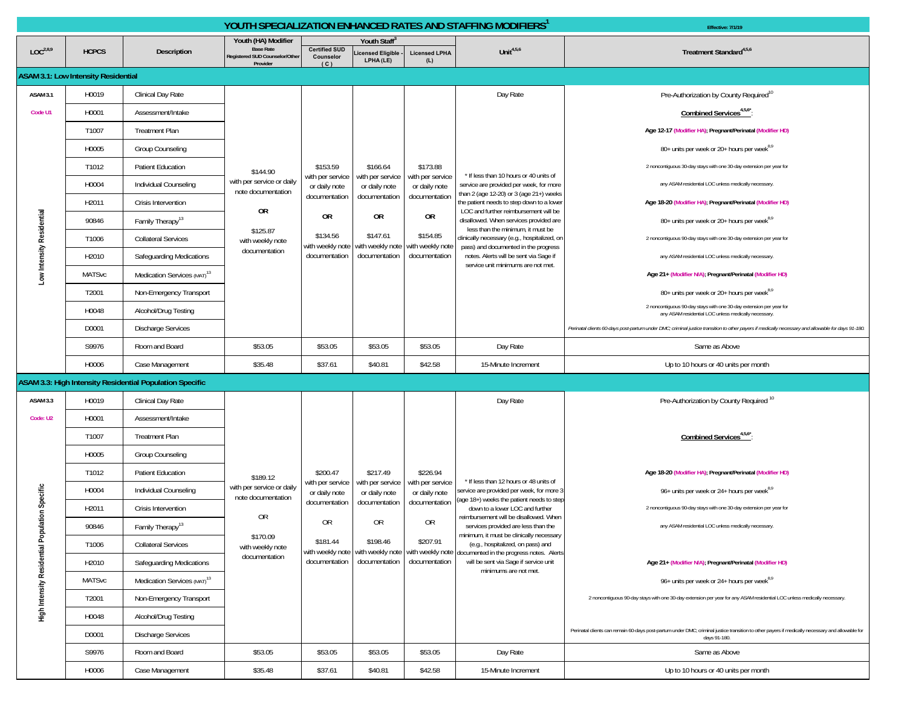# YOUTH SPECIALIZATION ENHANCED RATES AND STAFFING MODIFIERS[1]

Effective: 7/1/19

| LOC[2,8,9] | HCPCS | Description | Youth (HA) Modifier Base Rate Registered SUD Counselor/Other Provider | Youth Staff[3] Certified SUD Counselor (C) | Licensed Eligible - LPHA (LE) | Licensed LPHA (L) | Unit[4,5,6] | Treatment Standard[4,5,6] |
|---|---|---|---|---|---|---|---|---|
| **ASAM 3.1: Low Intensity Residential** | | | | | | | | |
| ASAM 3.1 Code U1 Low Intensity Residential | H0019 | Clinical Day Rate | $144.90 with per service or daily note documentation OR $125.87 with weekly note documentation | $153.59 with per service or daily note documentation OR $134.56 with weekly note documentation | $166.64 with per service or daily note documentation OR $147.61 with weekly note documentation | $173.88 with per service or daily note documentation OR $154.85 with weekly note documentation | Day Rate | Pre-Authorization by County Required[10] |
| | H0001 | Assessment/Intake | | | | | * If less than 10 hours or 40 units of service are provided per week, for more than 2 (age 12-20) or 3 (age 21+) weeks the patient needs to step down to a lower LOC and further reimbursement will be disallowed. When services provided are less than the minimum, it must be clinically necessary (e.g., hospitalized, on pass) and documented in the progress notes. Alerts will be sent via Sage if service unit minimums are not met. | **Combined Services[4,5,6*]:** |
| | T1007 | Treatment Plan | | | | | | **Age 12-17 (Modifier HA); Pregnant/Perinatal (Modifier HD)** |
| | H0005 | Group Counseling | | | | | | 80+ units per week or 20+ hours per week[8,9] |
| | T1012 | Patient Education | | | | | | 2 noncontiguous 30-day stays with one 30-day extension per year for |
| | H0004 | Individual Counseling | | | | | | any ASAM residential LOC unless medically necessary. |
| | H2011 | Crisis Intervention | | | | | | **Age 18-20 (Modifier HA); Pregnant/Perinatal (Modifier HD)** |
| | 90846 | Family Therapy[13] | | | | | | 80+ units per week or 20+ hours per week[8,9] |
| | T1006 | Collateral Services | | | | | | 2 noncontiguous 90-day stays with one 30-day extension per year for |
| | H2010 | Safeguarding Medications | | | | | | any ASAM residential LOC unless medically necessary. |
| | MATSvc | Medication Services (MAT)[13] | | | | | | **Age 21+ (Modifier N/A); Pregnant/Perinatal (Modifier HD)** |
| | T2001 | Non-Emergency Transport | | | | | | 80+ units per week or 20+ hours per week[8,9] |
| | H0048 | Alcohol/Drug Testing | | | | | | 2 noncontiguous 90-day stays with one 30-day extension per year for any ASAM residential LOC unless medically necessary. |
| | D0001 | Discharge Services | | | | | | *Perinatal clients 60-days post-partum under DMC; criminal justice transition to other payers if medically necessary and allowable for days 91-180.* |
| | S9976 | Room and Board | $53.05 | $53.05 | $53.05 | $53.05 | Day Rate | Same as Above |
| | H0006 | Case Management | $35.48 | $37.61 | $40.81 | $42.58 | 15-Minute Increment | Up to 10 hours or 40 units per month |
| **ASAM 3.3: High Intensity Residential Population Specific** | | | | | | | | |
| ASAM 3.3 Code: U2 High Intensity Residential Population Specific | H0019 | Clinical Day Rate | $189.12 with per service or daily note documentation OR $170.09 with weekly note documentation | $200.47 with per service or daily note documentation OR $181.44 with weekly note documentation | $217.49 with per service or daily note documentation OR $198.46 with weekly note documentation | $226.94 with per service or daily note documentation OR $207.91 with weekly note documentation | Day Rate | Pre-Authorization by County Required[10] |
| | H0001 | Assessment/Intake | | | | | * If less than 12 hours or 48 units of service are provided per week, for more 3 (age 18+) weeks the patient needs to step down to a lower LOC and further reimbursement will be disallowed. When services provided are less than the minimum, it must be clinically necessary (e.g., hospitalized, on pass) and documented in the progress notes. Alerts will be sent via Sage if service unit minimums are not met. | |
| | T1007 | Treatment Plan | | | | | | **Combined Services[4,5,6*]:** |
| | H0005 | Group Counseling | | | | | | |
| | T1012 | Patient Education | | | | | | **Age 18-20 (Modifier HA); Pregnant/Perinatal (Modifier HD)** |
| | H0004 | Individual Counseling | | | | | | 96+ units per week or 24+ hours per week[8,9] |
| | H2011 | Crisis Intervention | | | | | | 2 noncontiguous 90-day stays with one 30-day extension per year for |
| | 90846 | Family Therapy[13] | | | | | | any ASAM residential LOC unless medically necessary. |
| | T1006 | Collateral Services | | | | | | |
| | H2010 | Safeguarding Medications | | | | | | **Age 21+ (Modifier N/A); Pregnant/Perinatal (Modifier HD)** |
| | MATSvc | Medication Services (MAT)[13] | | | | | | 96+ units per week or 24+ hours per week[8,9] |
| | T2001 | Non-Emergency Transport | | | | | | 2 noncontiguous 90-day stays with one 30-day extension per year for any ASAM residential LOC unless medically necessary. |
| | H0048 | Alcohol/Drug Testing | | | | | | |
| | D0001 | Discharge Services | | | | | | Perinatal clients can remain 60-days post-partum under DMC; criminal justice transition to other payers if medically necessary and allowable for days 91-180. |
| | S9976 | Room and Board | $53.05 | $53.05 | $53.05 | $53.05 | Day Rate | Same as Above |
| | H0006 | Case Management | $35.48 | $37.61 | $40.81 | $42.58 | 15-Minute Increment | Up to 10 hours or 40 units per month |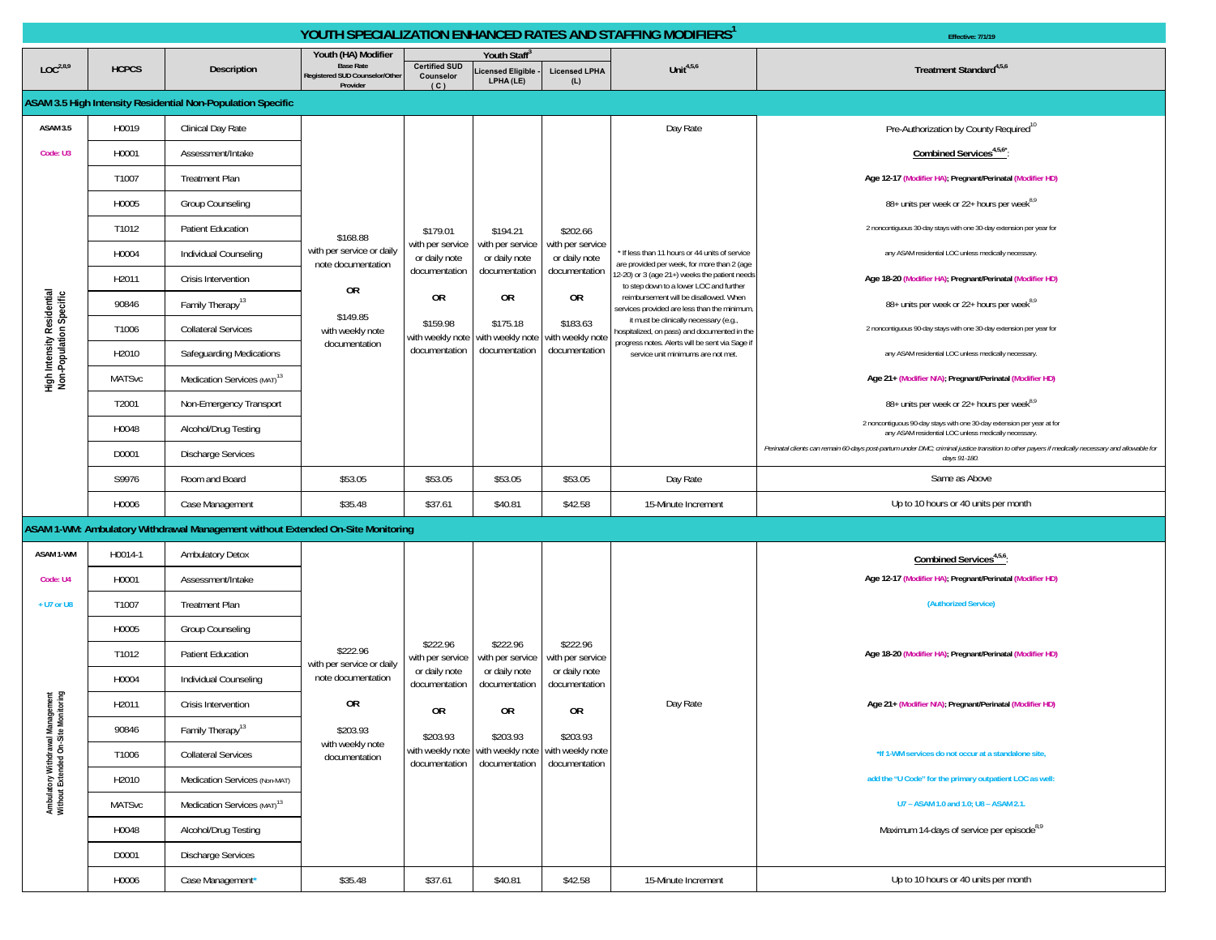# YOUTH SPECIALIZATION ENHANCED RATES AND STAFFING MODIFIERS[1]

Effective: 7/1/19

| LOC[2,8,9] | HCPCS | Description | Youth (HA) Modifier Base Rate Registered SUD Counselor/Other Provider | Youth Staff[3] Certified SUD Counselor (C) | Licensed Eligible - LPHA (LE) | Licensed LPHA (L) | Unit[4,5,6] | Treatment Standard[4,5,6] |
|---|---|---|---|---|---|---|---|---|
| **ASAM 3.5 High Intensity Residential Non-Population Specific** | | | | | | | | |
| ASAM 3.5 Code: U3 High Intensity Residential Non-Population Specific | H0019 | Clinical Day Rate | $168.88 with per service or daily note documentation OR $149.85 with weekly note documentation | $179.01 with per service or daily note documentation OR $159.98 with weekly note documentation | $194.21 with per service or daily note documentation OR $175.18 with weekly note documentation | $202.66 with per service or daily note documentation OR $183.63 with weekly note documentation | Day Rate * If less than 11 hours or 44 units of service are provided per week, for more than 2 (age 12-20) or 3 (age 21+) weeks the patient needs to step down to a lower LOC and further reimbursement will be disallowed. When services provided are less than the minimum, it must be clinically necessary (e.g., hospitalized, on pass) and documented in the progress notes. Alerts will be sent via Sage if service unit minimums are not met. | Pre-Authorization by County Required[10] |
| | H0001 | Assessment/Intake | | | | | | **Combined Services[4,5,6*]:** |
| | T1007 | Treatment Plan | | | | | | **Age 12-17 (Modifier HA); Pregnant/Perinatal (Modifier HD)** |
| | H0005 | Group Counseling | | | | | | 88+ units per week or 22+ hours per week[8,9] |
| | T1012 | Patient Education | | | | | | 2 noncontiguous 30-day stays with one 30-day extension per year for |
| | H0004 | Individual Counseling | | | | | | any ASAM residential LOC unless medically necessary. |
| | H2011 | Crisis Intervention | | | | | | **Age 18-20 (Modifier HA); Pregnant/Perinatal (Modifier HD)** |
| | 90846 | Family Therapy[13] | | | | | | 88+ units per week or 22+ hours per week[8,9] |
| | T1006 | Collateral Services | | | | | | 2 noncontiguous 90-day stays with one 30-day extension per year for |
| | H2010 | Safeguarding Medications | | | | | | any ASAM residential LOC unless medically necessary. |
| | MATSvc | Medication Services (MAT)[13] | | | | | | **Age 21+ (Modifier N/A); Pregnant/Perinatal (Modifier HD)** |
| | T2001 | Non-Emergency Transport | | | | | | 88+ units per week or 22+ hours per week[8,9] |
| | H0048 | Alcohol/Drug Testing | | | | | | 2 noncontiguous 90-day stays with one 30-day extension per year at for any ASAM residential LOC unless medically necessary. |
| | D0001 | Discharge Services | | | | | | *Perinatal clients can remain 60-days post-partum under DMC; criminal justice transition to other payers if medically necessary and allowable for days 91-180.* |
| | S9976 | Room and Board | $53.05 | $53.05 | $53.05 | $53.05 | Day Rate | Same as Above |
| | H0006 | Case Management | $35.48 | $37.61 | $40.81 | $42.58 | 15-Minute Increment | Up to 10 hours or 40 units per month |
| **ASAM 1-WM: Ambulatory Withdrawal Management without Extended On-Site Monitoring** | | | | | | | | |
| ASAM 1-WM Code: U4 + U7 or U8 Ambulatory Withdrawal Management Without Extended On-Site Monitoring | H0014-1 | Ambulatory Detox | $222.96 with per service or daily note documentation OR $203.93 with weekly note documentation | $222.96 with per service or daily note documentation OR $203.93 with weekly note documentation | $222.96 with per service or daily note documentation OR $203.93 with weekly note documentation | $222.96 with per service or daily note documentation OR $203.93 with weekly note documentation | Day Rate | **Combined Services[4,5,6]:** |
| | H0001 | Assessment/Intake | | | | | | **Age 12-17 (Modifier HA); Pregnant/Perinatal (Modifier HD)** |
| | T1007 | Treatment Plan | | | | | | **(Authorized Service)** |
| | H0005 | Group Counseling | | | | | | |
| | T1012 | Patient Education | | | | | | **Age 18-20 (Modifier HA); Pregnant/Perinatal (Modifier HD)** |
| | H0004 | Individual Counseling | | | | | | |
| | H2011 | Crisis Intervention | | | | | | **Age 21+ (Modifier N/A); Pregnant/Perinatal (Modifier HD)** |
| | 90846 | Family Therapy[13] | | | | | | |
| | T1006 | Collateral Services | | | | | | ***If 1-WM services do not occur at a standalone site,** |
| | H2010 | Medication Services (Non-MAT) | | | | | | **add the "U Code" for the primary outpatient LOC as well:** |
| | MATSvc | Medication Services (MAT)[13] | | | | | | **U7 – ASAM 1.0 and 1.0; U8 – ASAM 2.1.** |
| | H0048 | Alcohol/Drug Testing | | | | | | Maximum 14-days of service per episode[8,9] |
| | D0001 | Discharge Services | | | | | | |
| | H0006 | Case Management* | $35.48 | $37.61 | $40.81 | $42.58 | 15-Minute Increment | Up to 10 hours or 40 units per month |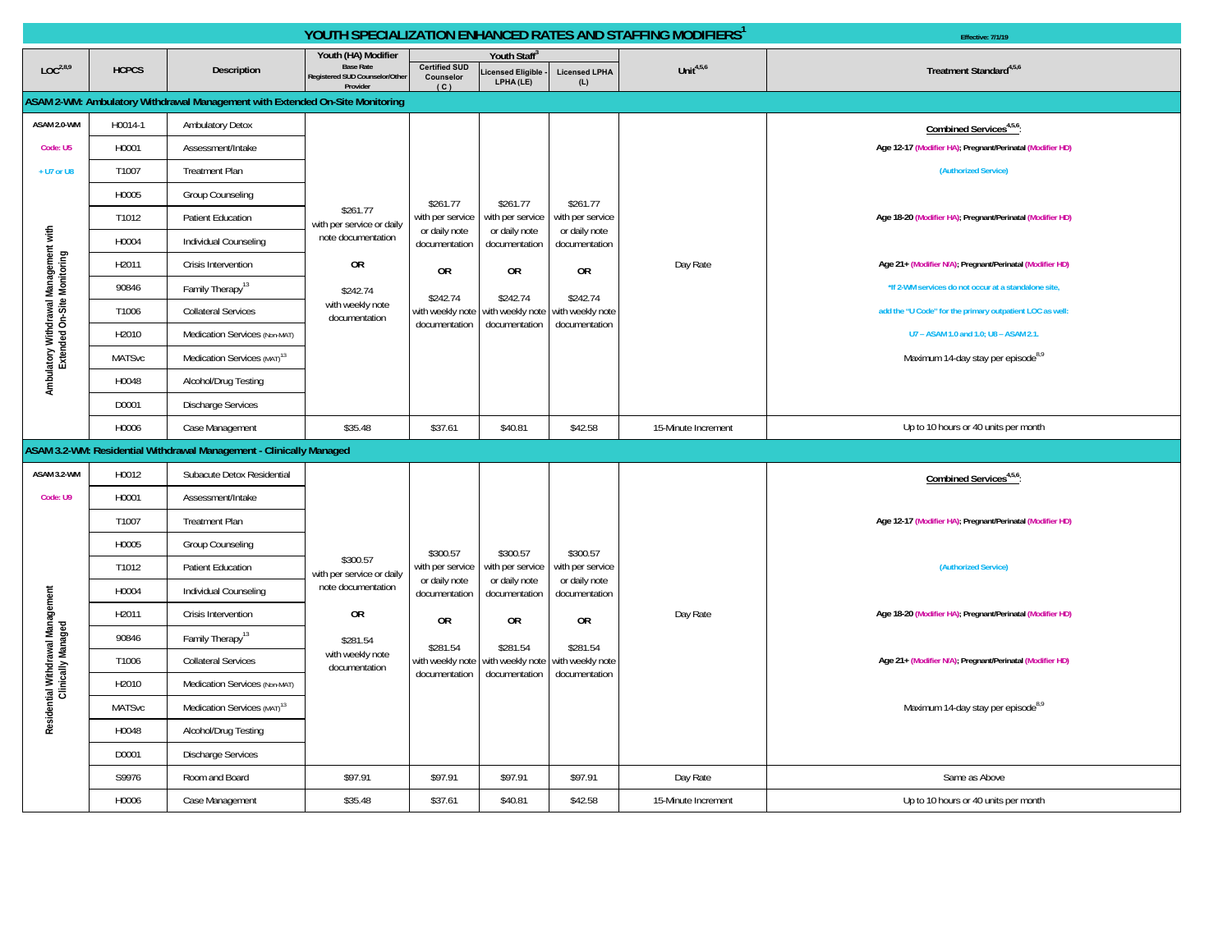# YOUTH SPECIALIZATION ENHANCED RATES AND STAFFING MODIFIERS[1]

Effective: 7/1/19

| LOC[2,8,9] | HCPCS | Description | Youth (HA) Modifier Base Rate Registered SUD Counselor/Other Provider | Youth Staff[3] Certified SUD Counselor (C) | Licensed Eligible - LPHA (LE) | Licensed LPHA (L) | Unit[4,5,6] | Treatment Standard[4,5,6] |
|---|---|---|---|---|---|---|---|---|
| **ASAM 2-WM: Ambulatory Withdrawal Management with Extended On-Site Monitoring** | | | | | | | | |
| ASAM 2.0-WM Code: U5 + U7 or U8 Ambulatory Withdrawal Management with Extended On-Site Monitoring | H0014-1 | Ambulatory Detox | $261.77 with per service or daily note documentation OR $242.74 with weekly note documentation | $261.77 with per service or daily note documentation OR $242.74 with weekly note documentation | $261.77 with per service or daily note documentation OR $242.74 with weekly note documentation | $261.77 with per service or daily note documentation OR $242.74 with weekly note documentation | Day Rate | **Combined Services[4,5,6]:** Age 12-17 (Modifier HA); Pregnant/Perinatal (Modifier HD) (Authorized Service) Age 18-20 (Modifier HA); Pregnant/Perinatal (Modifier HD) Age 21+ (Modifier N/A); Pregnant/Perinatal (Modifier HD) *If 2-WM services do not occur at a standalone site, add the "U Code" for the primary outpatient LOC as well: U7 – ASAM 1.0 and 1.0; U8 – ASAM 2.1. Maximum 14-day stay per episode[8,9] |
| | H0001 | Assessment/Intake | | | | | | |
| | T1007 | Treatment Plan | | | | | | |
| | H0005 | Group Counseling | | | | | | |
| | T1012 | Patient Education | | | | | | |
| | H0004 | Individual Counseling | | | | | | |
| | H2011 | Crisis Intervention | | | | | | |
| | 90846 | Family Therapy[13] | | | | | | |
| | T1006 | Collateral Services | | | | | | |
| | H2010 | Medication Services (Non-MAT) | | | | | | |
| | MATSvc | Medication Services (MAT)[13] | | | | | | |
| | H0048 | Alcohol/Drug Testing | | | | | | |
| | D0001 | Discharge Services | | | | | | |
| | H0006 | Case Management | $35.48 | $37.61 | $40.81 | $42.58 | 15-Minute Increment | Up to 10 hours or 40 units per month |
| **ASAM 3.2-WM: Residential Withdrawal Management - Clinically Managed** | | | | | | | | |
| ASAM 3.2-WM Code: U9 Residential Withdrawal Management Clinically Managed | H0012 | Subacute Detox Residential | $300.57 with per service or daily note documentation OR $281.54 with weekly note documentation | $300.57 with per service or daily note documentation OR $281.54 with weekly note documentation | $300.57 with per service or daily note documentation OR $281.54 with weekly note documentation | $300.57 with per service or daily note documentation OR $281.54 with weekly note documentation | Day Rate | **Combined Services[4,5,6]:** Age 12-17 (Modifier HA); Pregnant/Perinatal (Modifier HD) (Authorized Service) Age 18-20 (Modifier HA); Pregnant/Perinatal (Modifier HD) Age 21+ (Modifier N/A); Pregnant/Perinatal (Modifier HD) Maximum 14-day stay per episode[8,9] |
| | H0001 | Assessment/Intake | | | | | | |
| | T1007 | Treatment Plan | | | | | | |
| | H0005 | Group Counseling | | | | | | |
| | T1012 | Patient Education | | | | | | |
| | H0004 | Individual Counseling | | | | | | |
| | H2011 | Crisis Intervention | | | | | | |
| | 90846 | Family Therapy[13] | | | | | | |
| | T1006 | Collateral Services | | | | | | |
| | H2010 | Medication Services (Non-MAT) | | | | | | |
| | MATSvc | Medication Services (MAT)[13] | | | | | | |
| | H0048 | Alcohol/Drug Testing | | | | | | |
| | D0001 | Discharge Services | | | | | | |
| | S9976 | Room and Board | $97.91 | $97.91 | $97.91 | $97.91 | Day Rate | Same as Above |
| | H0006 | Case Management | $35.48 | $37.61 | $40.81 | $42.58 | 15-Minute Increment | Up to 10 hours or 40 units per month |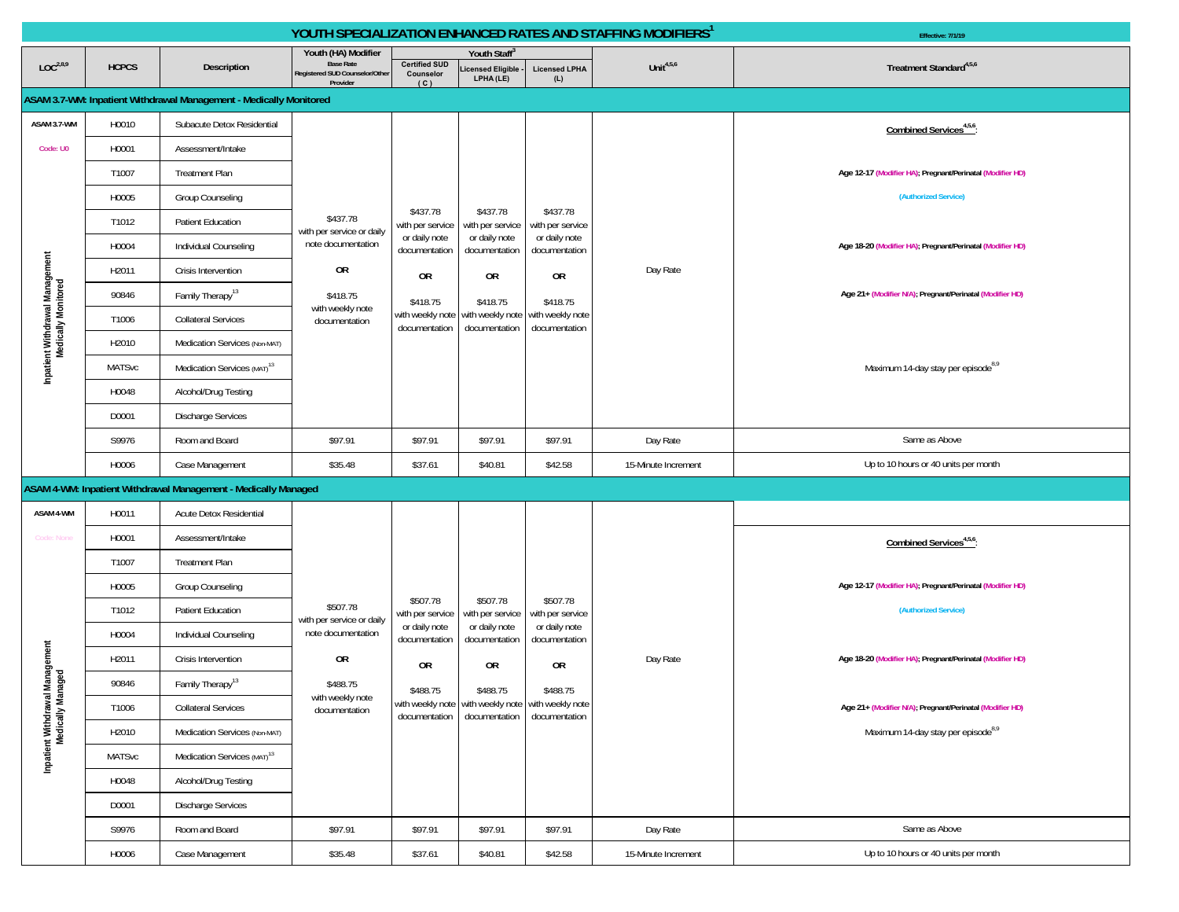# YOUTH SPECIALIZATION ENHANCED RATES AND STAFFING MODIFIERS[1]

Effective: 7/1/19

| LOC[2,8,9] | HCPCS | Description | Youth (HA) Modifier Base Rate Registered SUD Counselor/Other Provider | Youth Staff[3] Certified SUD Counselor (C) | Licensed Eligible - LPHA (LE) | Licensed LPHA (L) | Unit[4,5,6] | Treatment Standard[4,5,6] |
|---|---|---|---|---|---|---|---|---|
| **ASAM 3.7-WM: Inpatient Withdrawal Management - Medically Monitored** | | | | | | | | |
| ASAM 3.7-WM Code: U0 Inpatient Withdrawal Management Medically Monitored | H0010 | Subacute Detox Residential | $437.78 with per service or daily note documentation **OR** $418.75 with weekly note documentation | $437.78 with per service or daily note documentation **OR** $418.75 with weekly note documentation | $437.78 with per service or daily note documentation **OR** $418.75 with weekly note documentation | $437.78 with per service or daily note documentation **OR** $418.75 with weekly note documentation | Day Rate | **Combined Services[4,5,6]:** Age 12-17 (Modifier HA); Pregnant/Perinatal (Modifier HD) (Authorized Service) Age 18-20 (Modifier HA); Pregnant/Perinatal (Modifier HD) Age 21+ (Modifier N/A); Pregnant/Perinatal (Modifier HD) Maximum 14-day stay per episode[8,9] |
| | H0001 | Assessment/Intake | | | | | | |
| | T1007 | Treatment Plan | | | | | | |
| | H0005 | Group Counseling | | | | | | |
| | T1012 | Patient Education | | | | | | |
| | H0004 | Individual Counseling | | | | | | |
| | H2011 | Crisis Intervention | | | | | | |
| | 90846 | Family Therapy[13] | | | | | | |
| | T1006 | Collateral Services | | | | | | |
| | H2010 | Medication Services (Non-MAT) | | | | | | |
| | MATSvc | Medication Services (MAT)[13] | | | | | | |
| | H0048 | Alcohol/Drug Testing | | | | | | |
| | D0001 | Discharge Services | | | | | | |
| | S9976 | Room and Board | $97.91 | $97.91 | $97.91 | $97.91 | Day Rate | Same as Above |
| | H0006 | Case Management | $35.48 | $37.61 | $40.81 | $42.58 | 15-Minute Increment | Up to 10 hours or 40 units per month |
| **ASAM 4-WM: Inpatient Withdrawal Management - Medically Managed** | | | | | | | | |
| ASAM 4-WM Code: None Inpatient Withdrawal Management Medically Managed | H0011 | Acute Detox Residential | $507.78 with per service or daily note documentation **OR** $488.75 with weekly note documentation | $507.78 with per service or daily note documentation **OR** $488.75 with weekly note documentation | $507.78 with per service or daily note documentation **OR** $488.75 with weekly note documentation | $507.78 with per service or daily note documentation **OR** $488.75 with weekly note documentation | Day Rate | |
| | H0001 | Assessment/Intake | | | | | | **Combined Services[4,5,6]:** Age 12-17 (Modifier HA); Pregnant/Perinatal (Modifier HD) (Authorized Service) Age 18-20 (Modifier HA); Pregnant/Perinatal (Modifier HD) Age 21+ (Modifier N/A); Pregnant/Perinatal (Modifier HD) Maximum 14-day stay per episode[8,9] |
| | T1007 | Treatment Plan | | | | | | |
| | H0005 | Group Counseling | | | | | | |
| | T1012 | Patient Education | | | | | | |
| | H0004 | Individual Counseling | | | | | | |
| | H2011 | Crisis Intervention | | | | | | |
| | 90846 | Family Therapy[13] | | | | | | |
| | T1006 | Collateral Services | | | | | | |
| | H2010 | Medication Services (Non-MAT) | | | | | | |
| | MATSvc | Medication Services (MAT)[13] | | | | | | |
| | H0048 | Alcohol/Drug Testing | | | | | | |
| | D0001 | Discharge Services | | | | | | |
| | S9976 | Room and Board | $97.91 | $97.91 | $97.91 | $97.91 | Day Rate | Same as Above |
| | H0006 | Case Management | $35.48 | $37.61 | $40.81 | $42.58 | 15-Minute Increment | Up to 10 hours or 40 units per month |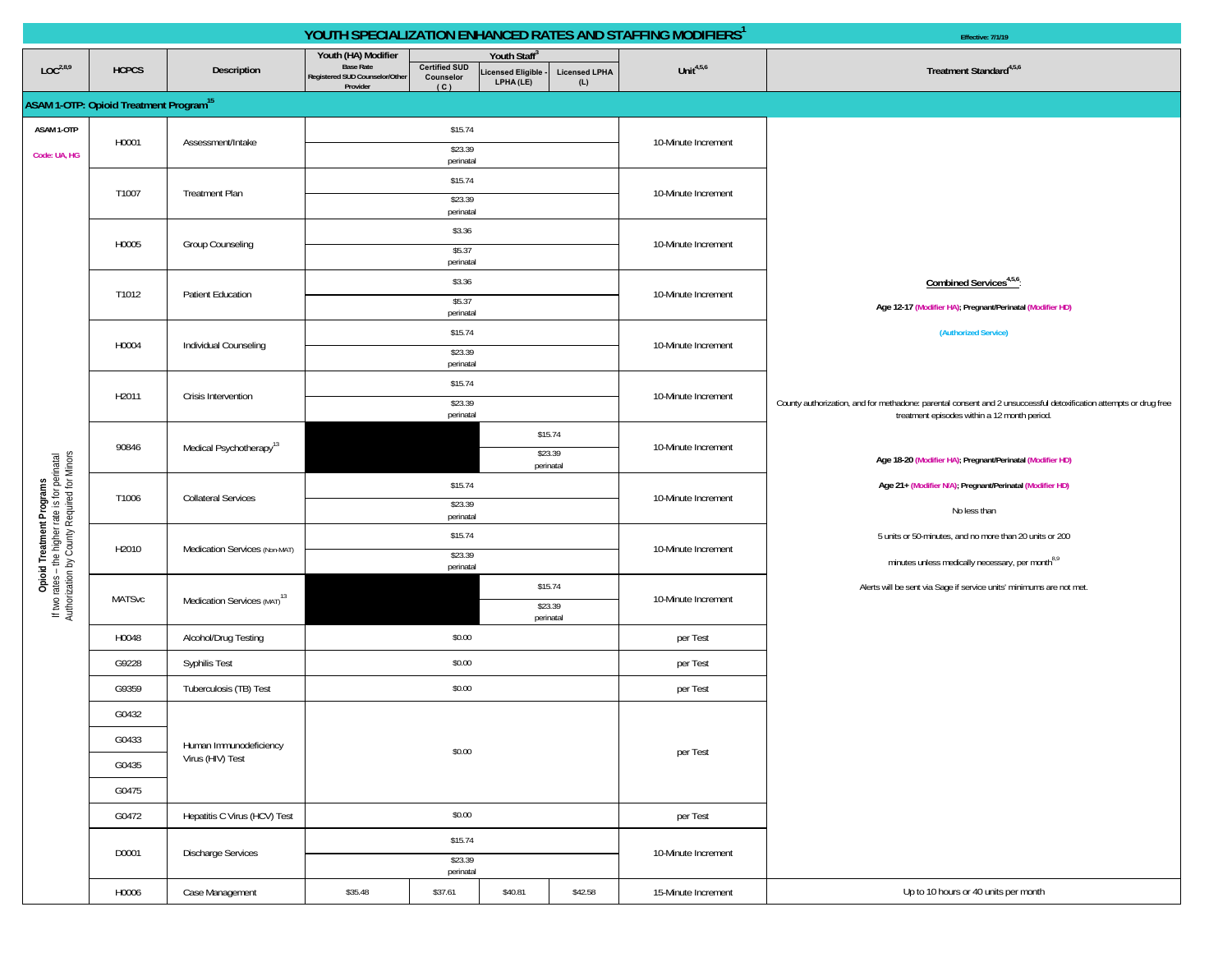# YOUTH SPECIALIZATION ENHANCED RATES AND STAFFING MODIFIERS[1]

Effective: 7/1/19

| LOC[2,8,9] | HCPCS | Description | Youth (HA) Modifier Base Rate Registered SUD Counselor/Other Provider | Youth Staff[3] Certified SUD Counselor (C) | Licensed Eligible - LPHA (LE) | Licensed LPHA (L) | Unit[4,5,6] | Treatment Standard[4,5,6] |
|---|---|---|---|---|---|---|---|---|
| **ASAM 1-OTP: Opioid Treatment Program[15]** | | | | | | | | |
| ASAM 1-OTP Code: UA, HG | H0001 | Assessment/Intake | $15.74; $23.39 perinatal | | | | 10-Minute Increment | **Combined Services[4,5,6]:** Age 12-17 (Modifier HA); Pregnant/Perinatal (Modifier HD) (Authorized Service) County authorization, and for methadone: parental consent and 2 unsuccessful detoxification attempts or drug free treatment episodes within a 12 month period. Age 18-20 (Modifier HA); Pregnant/Perinatal (Modifier HD) Age 21+ (Modifier N/A); Pregnant/Perinatal (Modifier HD) No less than 5 units or 50-minutes, and no more than 20 units or 200 minutes unless medically necessary, per month[8,9] Alerts will be sent via Sage if service units' minimums are not met. |
| | T1007 | Treatment Plan | $15.74; $23.39 perinatal | | | | 10-Minute Increment | |
| | H0005 | Group Counseling | $3.36; $5.37 perinatal | | | | 10-Minute Increment | |
| | T1012 | Patient Education | $3.36; $5.37 perinatal | | | | 10-Minute Increment | |
| | H0004 | Individual Counseling | $15.74; $23.39 perinatal | | | | 10-Minute Increment | |
| | H2011 | Crisis Intervention | $15.74; $23.39 perinatal | | | | 10-Minute Increment | |
| | 90846 | Medical Psychotherapy[13] | | | $15.74; $23.39 perinatal | | 10-Minute Increment | |
| | T1006 | Collateral Services | $15.74; $23.39 perinatal | | | | 10-Minute Increment | |
| | H2010 | Medication Services (Non-MAT) | $15.74; $23.39 perinatal | | | | 10-Minute Increment | |
| | MATSvc | Medication Services (MAT)[13] | | | $15.74; $23.39 perinatal | | 10-Minute Increment | |
| | H0048 | Alcohol/Drug Testing | $0.00 | | | | per Test | |
| | G9228 | Syphilis Test | $0.00 | | | | per Test | |
| | G9359 | Tuberculosis (TB) Test | $0.00 | | | | per Test | |
| | G0432, G0433, G0435, G0475 | Human Immunodeficiency Virus (HIV) Test | $0.00 | | | | per Test | |
| | G0472 | Hepatitis C Virus (HCV) Test | $0.00 | | | | per Test | |
| | D0001 | Discharge Services | $15.74; $23.39 perinatal | | | | 10-Minute Increment | |
| | H0006 | Case Management | $35.48 | $37.61 | $40.81 | $42.58 | 15-Minute Increment | Up to 10 hours or 40 units per month |

**Opioid Treatment Programs**
If two rates – the higher rate is for perinatal
Authorization by County Required for Minors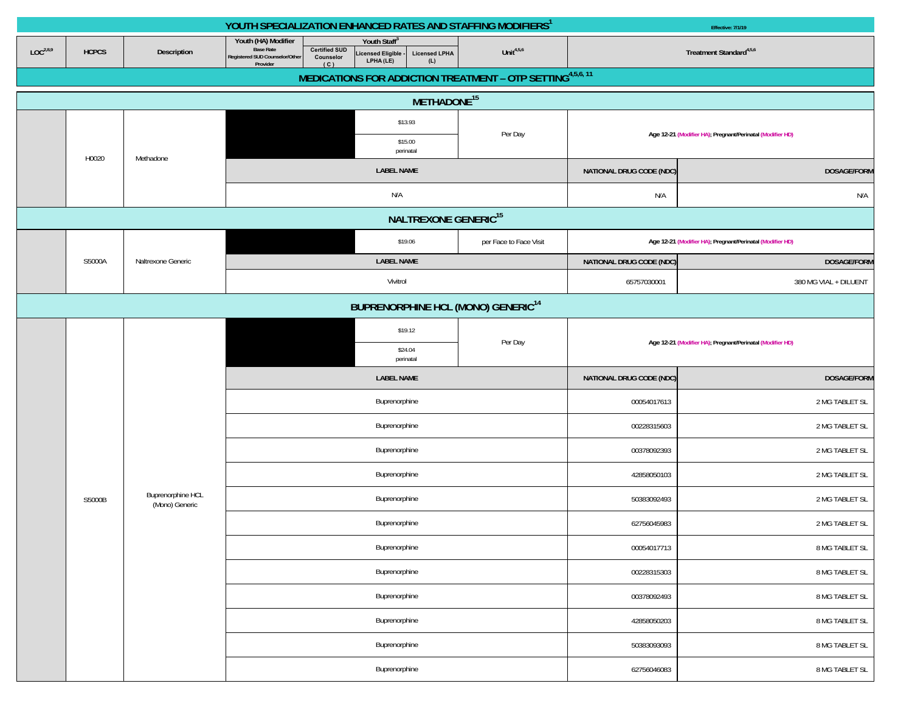# YOUTH SPECIALIZATION ENHANCED RATES AND STAFFING MODIFIERS[1]

Effective: 7/1/19

| LOC[2,8,9] | HCPCS | Description | Youth (HA) Modifier Base Rate Registered SUD Counselor/Other Provider | Youth Staff[3] Certified SUD Counselor (C) | Licensed Eligible - LPHA (LE) | Licensed LPHA (L) | Unit[4,5,6] | Treatment Standard[4,5,6] | |
|---|---|---|---|---|---|---|---|---|---|
| **MEDICATIONS FOR ADDICTION TREATMENT – OTP SETTING[4,5,6, 11]** | | | | | | | | | |
| **METHADONE[15]** | | | | | | | | | |
| | H0020 | Methadone | | | $13.93 | | Per Day | Age 12-21 (Modifier HA); Pregnant/Perinatal (Modifier HD) | |
| | | | | | $15.00 perinatal | | | | |
| | | | LABEL NAME | | | | | NATIONAL DRUG CODE (NDC) | DOSAGE/FORM |
| | | | N/A | | | | | N/A | N/A |
| **NALTREXONE GENERIC[15]** | | | | | | | | | |
| | S5000A | Naltrexone Generic | | | $19.06 | | per Face to Face Visit | Age 12-21 (Modifier HA); Pregnant/Perinatal (Modifier HD) | |
| | | | LABEL NAME | | | | | NATIONAL DRUG CODE (NDC) | DOSAGE/FORM |
| | | | Vivitrol | | | | | 65757030001 | 380 MG VIAL + DILUENT |
| **BUPRENORPHINE HCL (MONO) GENERIC[14]** | | | | | | | | | |
| | S5000B | Buprenorphine HCL (Mono) Generic | | | $19.12 | | Per Day | Age 12-21 (Modifier HA); Pregnant/Perinatal (Modifier HD) | |
| | | | | | $24.04 perinatal | | | | |
| | | | LABEL NAME | | | | | NATIONAL DRUG CODE (NDC) | DOSAGE/FORM |
| | | | Buprenorphine | | | | | 00054017613 | 2 MG TABLET SL |
| | | | Buprenorphine | | | | | 00228315603 | 2 MG TABLET SL |
| | | | Buprenorphine | | | | | 00378092393 | 2 MG TABLET SL |
| | | | Buprenorphine | | | | | 42858050103 | 2 MG TABLET SL |
| | | | Buprenorphine | | | | | 50383092493 | 2 MG TABLET SL |
| | | | Buprenorphine | | | | | 62756045983 | 2 MG TABLET SL |
| | | | Buprenorphine | | | | | 00054017713 | 8 MG TABLET SL |
| | | | Buprenorphine | | | | | 00228315303 | 8 MG TABLET SL |
| | | | Buprenorphine | | | | | 00378092493 | 8 MG TABLET SL |
| | | | Buprenorphine | | | | | 42858050203 | 8 MG TABLET SL |
| | | | Buprenorphine | | | | | 50383093093 | 8 MG TABLET SL |
| | | | Buprenorphine | | | | | 62756046083 | 8 MG TABLET SL |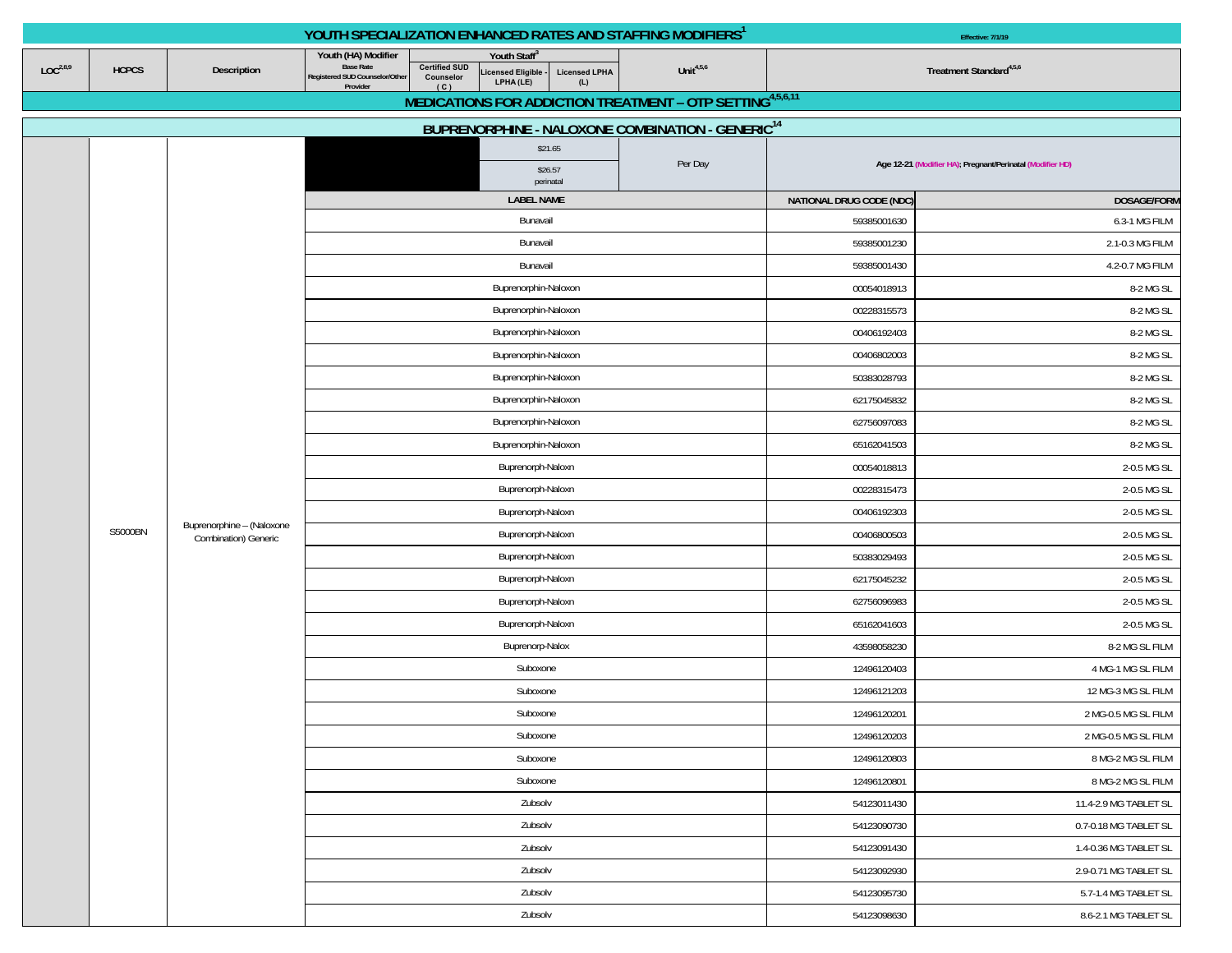# YOUTH SPECIALIZATION ENHANCED RATES AND STAFFING MODIFIERS[1]

Effective: 7/1/19

| LOC[2,8,9] | HCPCS | Description | Youth (HA) Modifier Base Rate Registered SUD Counselor/Other Provider | Youth Staff[3] Certified SUD Counselor (C) | Youth Staff[3] Licensed Eligible - LPHA (LE) | Youth Staff[3] Licensed LPHA (L) | Unit[4,5,6] | Treatment Standard[4,5,6] |
|---|---|---|---|---|---|---|---|---|

## MEDICATIONS FOR ADDICTION TREATMENT – OTP SETTING[4,5,6,11]

### BUPRENORPHINE - NALOXONE COMBINATION - GENERIC[14]

| HCPCS | Description | Rate | Unit | Treatment Standard |
|---|---|---|---|---|
| S5000BN | Buprenorphine – (Naloxone Combination) Generic | $21.65<br>$26.57 perinatal | Per Day | Age 12-21 (Modifier HA); Pregnant/Perinatal (Modifier HD) |

| LABEL NAME | NATIONAL DRUG CODE (NDC) | DOSAGE/FORM |
|---|---|---|
| Bunavail | 59385001630 | 6.3-1 MG FILM |
| Bunavail | 59385001230 | 2.1-0.3 MG FILM |
| Bunavail | 59385001430 | 4.2-0.7 MG FILM |
| Buprenorphin-Naloxon | 00054018913 | 8-2 MG SL |
| Buprenorphin-Naloxon | 00228315573 | 8-2 MG SL |
| Buprenorphin-Naloxon | 00406192403 | 8-2 MG SL |
| Buprenorphin-Naloxon | 00406802003 | 8-2 MG SL |
| Buprenorphin-Naloxon | 50383028793 | 8-2 MG SL |
| Buprenorphin-Naloxon | 62175045832 | 8-2 MG SL |
| Buprenorphin-Naloxon | 62756097083 | 8-2 MG SL |
| Buprenorphin-Naloxon | 65162041503 | 8-2 MG SL |
| Buprenorph-Naloxn | 00054018813 | 2-0.5 MG SL |
| Buprenorph-Naloxn | 00228315473 | 2-0.5 MG SL |
| Buprenorph-Naloxn | 00406192303 | 2-0.5 MG SL |
| Buprenorph-Naloxn | 00406800503 | 2-0.5 MG SL |
| Buprenorph-Naloxn | 50383029493 | 2-0.5 MG SL |
| Buprenorph-Naloxn | 62175045232 | 2-0.5 MG SL |
| Buprenorph-Naloxn | 62756096983 | 2-0.5 MG SL |
| Buprenorph-Naloxn | 65162041603 | 2-0.5 MG SL |
| Buprenorp-Nalox | 43598058230 | 8-2 MG SL FILM |
| Suboxone | 12496120403 | 4 MG-1 MG SL FILM |
| Suboxone | 12496121203 | 12 MG-3 MG SL FILM |
| Suboxone | 12496120201 | 2 MG-0.5 MG SL FILM |
| Suboxone | 12496120203 | 2 MG-0.5 MG SL FILM |
| Suboxone | 12496120803 | 8 MG-2 MG SL FILM |
| Suboxone | 12496120801 | 8 MG-2 MG SL FILM |
| Zubsolv | 54123011430 | 11.4-2.9 MG TABLET SL |
| Zubsolv | 54123090730 | 0.7-0.18 MG TABLET SL |
| Zubsolv | 54123091430 | 1.4-0.36 MG TABLET SL |
| Zubsolv | 54123092930 | 2.9-0.71 MG TABLET SL |
| Zubsolv | 54123095730 | 5.7-1.4 MG TABLET SL |
| Zubsolv | 54123098630 | 8.6-2.1 MG TABLET SL |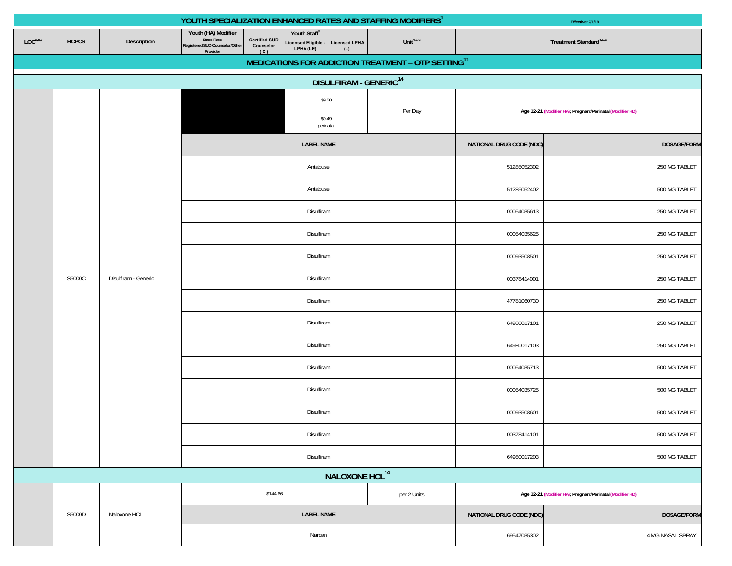# YOUTH SPECIALIZATION ENHANCED RATES AND STAFFING MODIFIERS[1]

Effective: 7/1/19

| LOC[2,8,9] | HCPCS | Description | Youth (HA) Modifier Base Rate Registered SUD Counselor/Other Provider | Youth Staff[3] Certified SUD Counselor (C) | Youth Staff[3] Licensed Eligible - LPHA (LE) | Youth Staff[3] Licensed LPHA (L) | Unit[4,5,6] | Treatment Standard[4,5,6] | |
|---|---|---|---|---|---|---|---|---|---|

## MEDICATIONS FOR ADDICTION TREATMENT – OTP SETTING[11]

### DISULFIRAM - GENERIC[14]

| LOC | HCPCS | Description | Rate | | Unit | Treatment Standard | |
|---|---|---|---|---|---|---|---|
| | S5000C | Disulfiram - Generic | $9.50 | | Per Day | Age 12-21 (Modifier HA); Pregnant/Perinatal (Modifier HD) | |
| | | | $9.49 perinatal | | | | |
| | | | LABEL NAME | | | NATIONAL DRUG CODE (NDC) | DOSAGE/FORM |
| | | | Antabuse | | | 51285052302 | 250 MG TABLET |
| | | | Antabuse | | | 51285052402 | 500 MG TABLET |
| | | | Disulfiram | | | 00054035613 | 250 MG TABLET |
| | | | Disulfiram | | | 00054035625 | 250 MG TABLET |
| | | | Disulfiram | | | 00093503501 | 250 MG TABLET |
| | | | Disulfiram | | | 00378414001 | 250 MG TABLET |
| | | | Disulfiram | | | 47781060730 | 250 MG TABLET |
| | | | Disulfiram | | | 64980017101 | 250 MG TABLET |
| | | | Disulfiram | | | 64980017103 | 250 MG TABLET |
| | | | Disulfiram | | | 00054035713 | 500 MG TABLET |
| | | | Disulfiram | | | 00054035725 | 500 MG TABLET |
| | | | Disulfiram | | | 00093503601 | 500 MG TABLET |
| | | | Disulfiram | | | 00378414101 | 500 MG TABLET |
| | | | Disulfiram | | | 64980017203 | 500 MG TABLET |

### NALOXONE HCL[14]

| LOC | HCPCS | Description | Rate | Unit | Treatment Standard | |
|---|---|---|---|---|---|---|
| | S5000D | Naloxone HCL | $144.66 | per 2 Units | Age 12-21 (Modifier HA); Pregnant/Perinatal (Modifier HD) | |
| | | | LABEL NAME | | NATIONAL DRUG CODE (NDC) | DOSAGE/FORM |
| | | | Narcan | | 69547035302 | 4 MG NASAL SPRAY |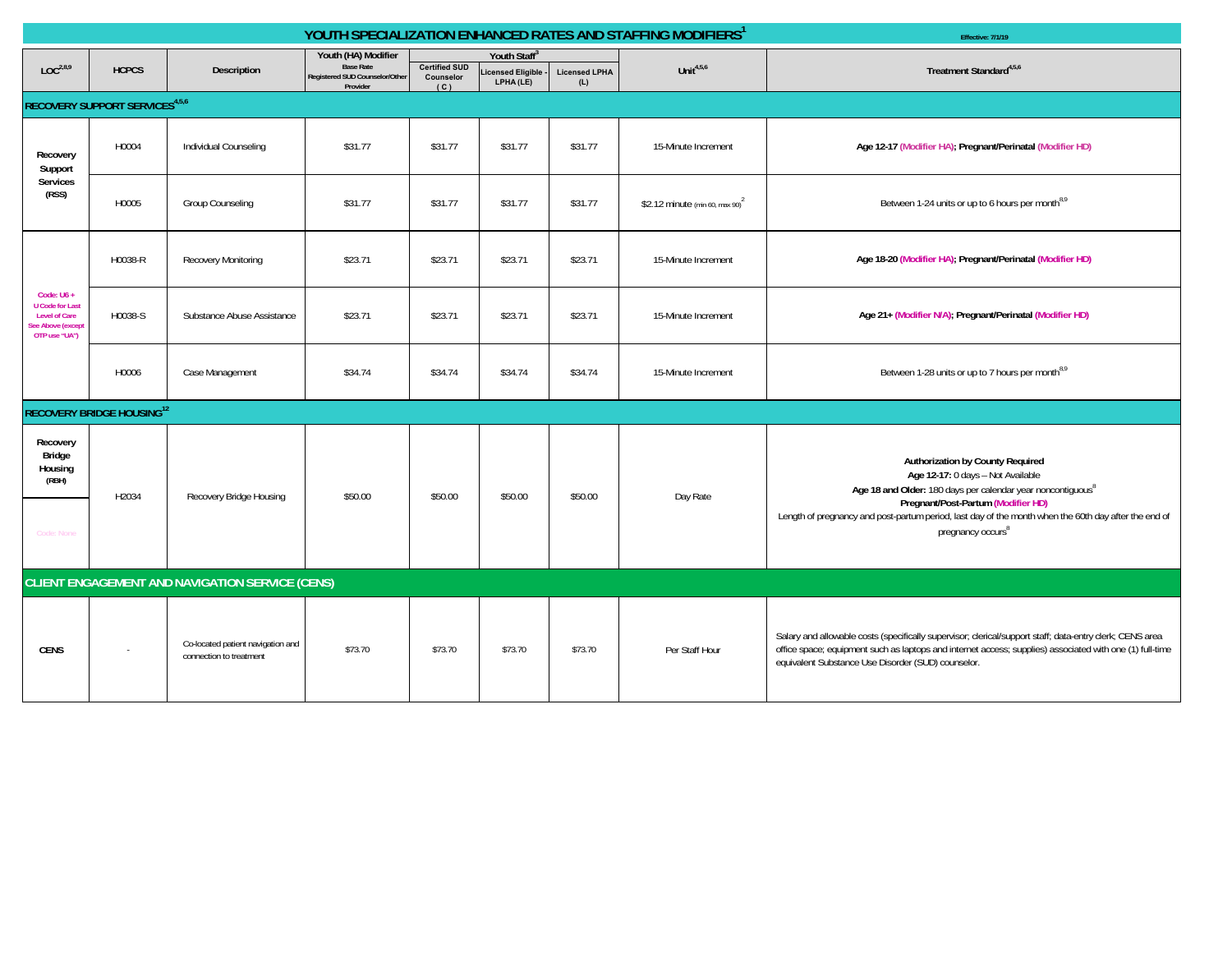# YOUTH SPECIALIZATION ENHANCED RATES AND STAFFING MODIFIERS[1]

Effective: 7/1/19

| LOC[2,8,9] | HCPCS | Description | Youth (HA) Modifier Base Rate Registered SUD Counselor/Other Provider | Youth Staff[3] Certified SUD Counselor (C) | Licensed Eligible - LPHA (LE) | Licensed LPHA (L) | Unit[4,5,6] | Treatment Standard[4,5,6] |
|---|---|---|---|---|---|---|---|---|
| **RECOVERY SUPPORT SERVICES[4,5,6]** | | | | | | | | |
| **Recovery Support Services (RSS)** | H0004 | Individual Counseling | $31.77 | $31.77 | $31.77 | $31.77 | 15-Minute Increment | **Age 12-17 (Modifier HA); Pregnant/Perinatal (Modifier HD)** |
| | H0005 | Group Counseling | $31.77 | $31.77 | $31.77 | $31.77 | $2.12 minute (min 60, max 90)[2] | Between 1-24 units or up to 6 hours per month[8,9] |
| Code: U6 + U Code for Last Level of Care See Above (except OTP use "UA") | H0038-R | Recovery Monitoring | $23.71 | $23.71 | $23.71 | $23.71 | 15-Minute Increment | **Age 18-20 (Modifier HA); Pregnant/Perinatal (Modifier HD)** |
| | H0038-S | Substance Abuse Assistance | $23.71 | $23.71 | $23.71 | $23.71 | 15-Minute Increment | **Age 21+ (Modifier N/A); Pregnant/Perinatal (Modifier HD)** |
| | H0006 | Case Management | $34.74 | $34.74 | $34.74 | $34.74 | 15-Minute Increment | Between 1-28 units or up to 7 hours per month[8,9] |
| **RECOVERY BRIDGE HOUSING[12]** | | | | | | | | |
| **Recovery Bridge Housing (RBH)** Code: None | H2034 | Recovery Bridge Housing | $50.00 | $50.00 | $50.00 | $50.00 | Day Rate | **Authorization by County Required** **Age 12-17:** 0 days – Not Available **Age 18 and Older:** 180 days per calendar year noncontiguous[8] **Pregnant/Post-Partum (Modifier HD)** Length of pregnancy and post-partum period, last day of the month when the 60th day after the end of pregnancy occurs[8] |
| **CLIENT ENGAGEMENT AND NAVIGATION SERVICE (CENS)** | | | | | | | | |
| **CENS** | - | Co-located patient navigation and connection to treatment | $73.70 | $73.70 | $73.70 | $73.70 | Per Staff Hour | Salary and allowable costs (specifically supervisor; clerical/support staff; data-entry clerk; CENS area office space; equipment such as laptops and internet access; supplies) associated with one (1) full-time equivalent Substance Use Disorder (SUD) counselor. |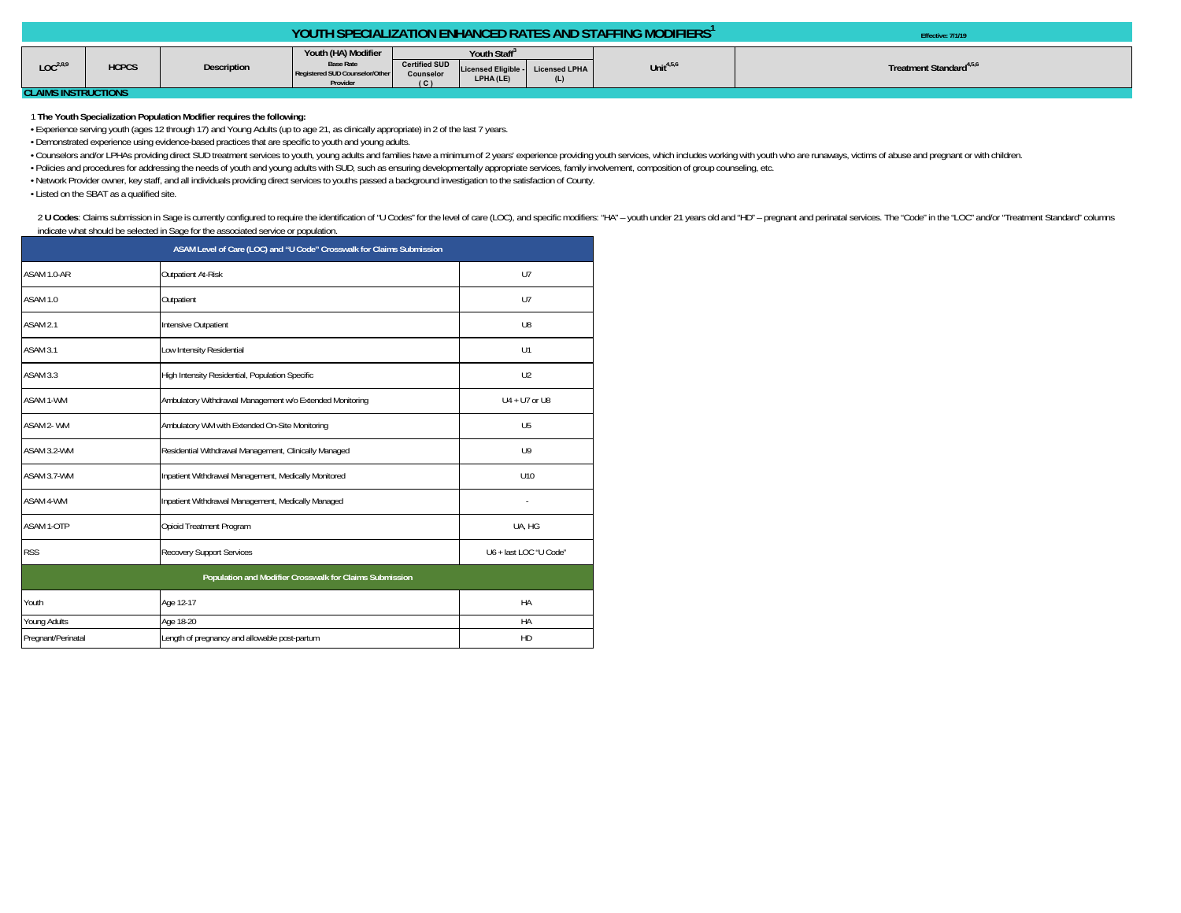# YOUTH SPECIALIZATION ENHANCED RATES AND STAFFING MODIFIERS[1]

Effective: 7/1/19

| LOC[2,8,9] | HCPCS | Description | Youth (HA) Modifier | Youth Staff[3] | | | Unit[4,5,6] | Treatment Standard[4,5,6] |
|---|---|---|---|---|---|---|---|---|
| | | | Base Rate Registered SUD Counselor/Other Provider | Certified SUD Counselor (C) | Licensed Eligible - LPHA (LE) | Licensed LPHA (L) | | |

**CLAIMS INSTRUCTIONS**

1 **The Youth Specialization Population Modifier requires the following:**

- Experience serving youth (ages 12 through 17) and Young Adults (up to age 21, as clinically appropriate) in 2 of the last 7 years.
- Demonstrated experience using evidence-based practices that are specific to youth and young adults.
- Counselors and/or LPHAs providing direct SUD treatment services to youth, young adults and families have a minimum of 2 years' experience providing youth services, which includes working with youth who are runaways, victims of abuse and pregnant or with children.
- Policies and procedures for addressing the needs of youth and young adults with SUD, such as ensuring developmentally appropriate services, family involvement, composition of group counseling, etc.
- Network Provider owner, key staff, and all individuals providing direct services to youths passed a background investigation to the satisfaction of County.
- Listed on the SBAT as a qualified site.

2 **U Codes**: Claims submission in Sage is currently configured to require the identification of "U Codes" for the level of care (LOC), and specific modifiers: "HA" – youth under 21 years old and "HD" – pregnant and perinatal services. The "Code" in the "LOC" and/or "Treatment Standard" columns indicate what should be selected in Sage for the associated service or population.

| ASAM Level of Care (LOC) and "U Code" Crosswalk for Claims Submission | | |
|---|---|---|
| ASAM 1.0-AR | Outpatient At-Risk | U7 |
| ASAM 1.0 | Outpatient | U7 |
| ASAM 2.1 | Intensive Outpatient | U8 |
| ASAM 3.1 | Low Intensity Residential | U1 |
| ASAM 3.3 | High Intensity Residential, Population Specific | U2 |
| ASAM 1-WM | Ambulatory Withdrawal Management w/o Extended Monitoring | U4 + U7 or U8 |
| ASAM 2- WM | Ambulatory WM with Extended On-Site Monitoring | U5 |
| ASAM 3.2-WM | Residential Withdrawal Management, Clinically Managed | U9 |
| ASAM 3.7-WM | Inpatient Withdrawal Management, Medically Monitored | U10 |
| ASAM 4-WM | Inpatient Withdrawal Management, Medically Managed | - |
| ASAM 1-OTP | Opioid Treatment Program | UA, HG |
| RSS | Recovery Support Services | U6 + last LOC "U Code" |
| **Population and Modifier Crosswalk for Claims Submission** | | |
| Youth | Age 12-17 | HA |
| Young Adults | Age 18-20 | HA |
| Pregnant/Perinatal | Length of pregnancy and allowable post-partum | HD |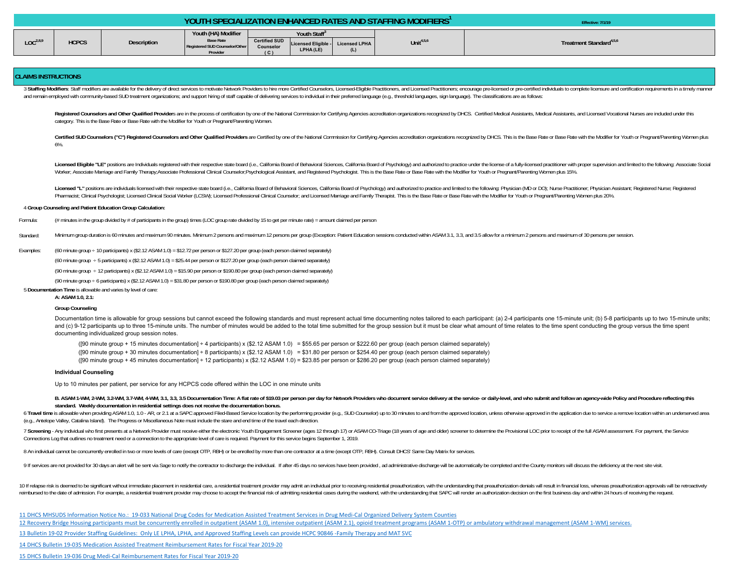# YOUTH SPECIALIZATION ENHANCED RATES AND STAFFING MODIFIERS[1]

Effective: 7/1/19

| LOC[2,8,9] | HCPCS | Description | Youth (HA) Modifier | Youth Staff[3] | | | Unit[4,5,6] | Treatment Standard[4,5,6] |
|---|---|---|---|---|---|---|---|---|
| | | | Base Rate Registered SUD Counselor/Other Provider | Certified SUD Counselor (C) | Licensed Eligible - LPHA (LE) | Licensed LPHA (L) | | |

## CLAIMS INSTRUCTIONS

3 **Staffing Modifiers**: Staff modifiers are available for the delivery of direct services to motivate Network Providers to hire more Certified Counselors, Licensed-Eligible Practitioners, and Licensed Practitioners; encourage pre-licensed or pre-certified individuals to complete licensure and certification requirements in a timely manner and remain employed with community-based SUD treatment organizations; and support hiring of staff capable of delivering services to individual in their preferred language (e.g., threshold languages, sign language). The classifications are as follows:

**Registered Counselors and Other Qualified Provider**s are in the process of certification by one of the National Commission for Certifying Agencies accreditation organizations recognized by DHCS. Certified Medical Assistants, Medical Assistants, and Licensed Vocational Nurses are included under this category. This is the Base Rate or Base Rate with the Modifier for Youth or Pregnant/Parenting Women.

**Certified SUD Counselors ("C") Registered Counselors and Other Qualified Providers** are Certified by one of the National Commission for Certifying Agencies accreditation organizations recognized by DHCS. This is the Base Rate or Base Rate with the Modifier for Youth or Pregnant/Parenting Women plus 6%.

**Licensed Eligible "LE"** positions are Individuals registered with their respective state board (i.e., California Board of Behavioral Sciences, California Board of Psychology) and authorized to practice under the license of a fully-licensed practitioner with proper supervision and limited to the following: Associate Social Worker; Associate Marriage and Family Therapy;Associate Professional Clinical Counselor;Psychological Assistant, and Registered Psychologist. This is the Base Rate or Base Rate with the Modifier for Youth or Pregnant/Parenting Women plus 15%.

**Licensed "L"** positions are individuals licensed with their respective state board (i.e., California Board of Behavioral Sciences, California Board of Psychology) and authorized to practice and limited to the following: Physician (MD or DO); Nurse Practitioner; Physician Assistant; Registered Nurse; Registered Pharmacist; Clinical Psychologist; Licensed Clinical Social Worker (LCSW); Licensed Professional Clinical Counselor; and Licensed Marriage and Family Therapist. This is the Base Rate or Base Rate with the Modifier for Youth or Pregnant/Parenting Women plus 20%.

4 **Group Counseling and Patient Education Group Calculation:**

Formula: (# minutes in the group divided by # of participants in the group) times (LOC group rate divided by 15 to get per minute rate) = amount claimed per person

Standard: Minimum group duration is 60 minutes and maximum 90 minutes. Minimum 2 persons and maximum 12 persons per group (Exception: Patient Education sessions conducted within ASAM 3.1, 3.3, and 3.5 allow for a minimum 2 persons and maximum of 30 persons per session.

Examples:
(60 minute group ÷ 10 participants) x ($2.12 ASAM 1.0) = $12.72 per person or $127.20 per group (each person claimed separately)
(60 minute group ÷ 5 participants) x ($2.12 ASAM 1.0) = $25.44 per person or $127.20 per group (each person claimed separately)
(90 minute group ÷ 12 participants) x ($2.12 ASAM 1.0) = $15.90 per person or $190.80 per group (each person claimed separately)
(90 minute group ÷ 6 participants) x ($2.12 ASAM 1.0) = $31.80 per person or $190.80 per group (each person claimed separately)

5 **Documentation Time** is allowable and varies by level of care:

**A: ASAM 1.0, 2.1:**

**Group Counseling**

Documentation time is allowable for group sessions but cannot exceed the following standards and must represent actual time documenting notes tailored to each participant: (a) 2-4 participants one 15-minute unit; (b) 5-8 participants up to two 15-minute units; and (c) 9-12 participants up to three 15-minute units. The number of minutes would be added to the total time submitted for the group session but it must be clear what amount of time relates to the time spent conducting the group versus the time spent documenting individualized group session notes.

([90 minute group + 15 minutes documentation] ÷ 4 participants) x ($2.12 ASAM 1.0) = $55.65 per person or $222.60 per group (each person claimed separately)
([90 minute group + 30 minutes documentation] ÷ 8 participants) x ($2.12 ASAM 1.0) = $31.80 per person or $254.40 per group (each person claimed separately)
([90 minute group + 45 minutes documentation] ÷ 12 participants) x ($2.12 ASAM 1.0) = $23.85 per person or $286.20 per group (each person claimed separately)

**Individual Counseling**

Up to 10 minutes per patient, per service for any HCPCS code offered within the LOC in one minute units

**B. ASAM 1-WM, 2-WM, 3.2-WM, 3.7-WM, 4-WM, 3.1, 3.3, 3.5 Documentation Time: A flat rate of $19.03 per person per day for Network Providers who document service delivery at the service- or daily-level, and who submit and follow an agency-wide Policy and Procedure reflecting this standard. Weekly documentation in residential settings does not receive the documentation bonus.**

6 **Travel time** is allowable when providing ASAM 1.0, 1.0 - AR, or 2.1 at a SAPC approved Filed-Based Service location by the performing provider (e.g., SUD Counselor) up to 30 minutes to and from the approved location, unless otherwise approved in the application due to service a remove location within an underserved area (e.g., Antelope Valley, Catalina Island). The Progress or Miscellaneous Note must include the stare and end time of the travel each direction.

7 **Screening** - Any individual who first presents at a Network Provider must receive either the electronic Youth Engagement Screener (ages 12 through 17) or ASAM CO-Triage (18 years of age and older) screener to determine the Provisional LOC prior to receipt of the full ASAM assessment. For payment, the Service Connections Log that outlines no treatment need or a connection to the appropriate level of care is required. Payment for this service begins September 1, 2019.

8 An individual cannot be concurrently enrolled in two or more levels of care (except OTP, RBH) or be enrolled by more than one contractor at a time (except OTP, RBH). Consult DHCS' Same Day Matrix for services.

9 If services are not provided for 30 days an alert will be sent via Sage to notify the contractor to discharge the individual. If after 45 days no services have been provided , ad administrative discharge will be automatically be completed and the County monitors will discuss the deficiency at the next site visit.

10 If relapse risk is deemed to be significant without immediate placement in residential care, a residential treatment provider may admit an individual prior to receiving residential preauthorization, with the understanding that preauthorization denials will result in financial loss, whereas preauthorization approvals will be retroactively reimbursed to the date of admission. For example, a residential treatment provider may choose to accept the financial risk of admitting residential cases during the weekend, with the understanding that SAPC will render an authorization decision on the first business day and within 24 hours of receiving the request.

11 DHCS MHSUDS Information Notice No.: 19-033 National Drug Codes for Medication Assisted Treatment Services in Drug Medi-Cal Organized Delivery System Counties

12 Recovery Bridge Housing participants must be concurrently enrolled in outpatient (ASAM 1.0), intensive outpatient (ASAM 2.1), opioid treatment programs (ASAM 1-OTP) or ambulatory withdrawal management (ASAM 1-WM) services.

13 Bulletin 19-02 Provider Staffing Guidelines: Only LE LPHA, LPHA, and Approved Staffing Levels can provide HCPC 90846 -Family Therapy and MAT SVC

14 DHCS Bulletin 19-035 Medication Assisted Treatment Reimbursement Rates for Fiscal Year 2019-20

15 DHCS Bulletin 19-036 Drug Medi-Cal Reimbursement Rates for Fiscal Year 2019-20